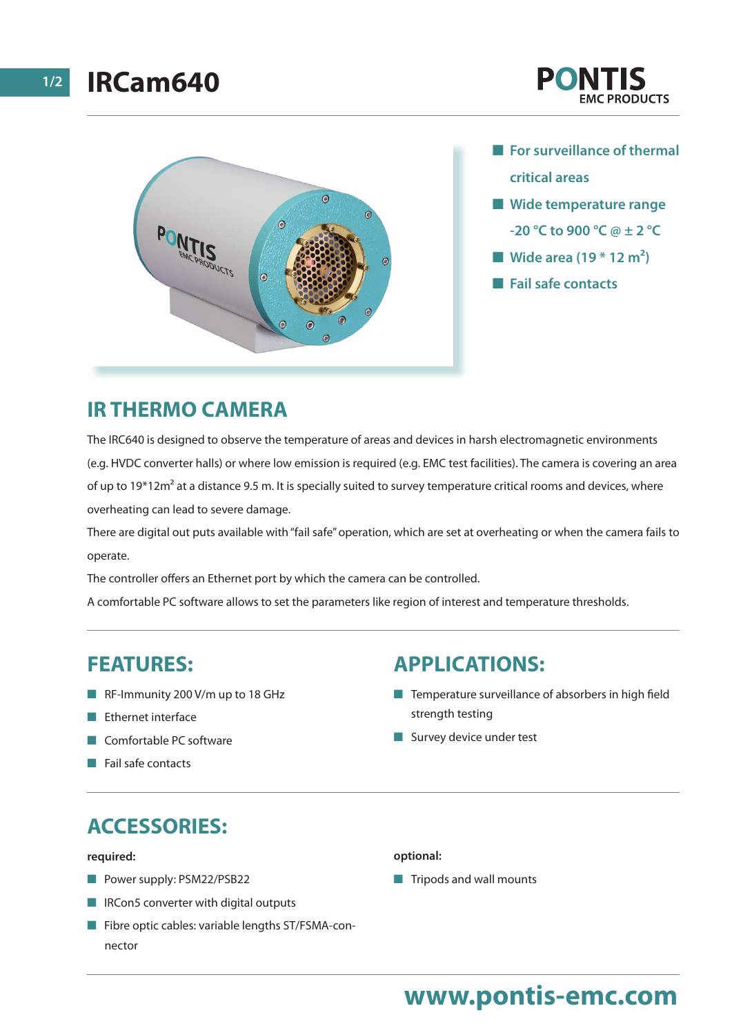# IRCam640

- For surveillance of thermal critical areas
- Wide temperature range -20 °C to 900 °C @ ± 2 °C
- Wide area (19 * 12 $m^2$)
- Fail safe contacts

## IR THERMO CAMERA

The IRC640 is designed to observe the temperature of areas and devices in harsh electromagnetic environments (e.g. HVDC converter halls) or where low emission is required (e.g. EMC test facilities). The camera is covering an area of up to 19*12$m^2$ at a distance 9.5 m. It is specially suited to survey temperature critical rooms and devices, where overheating can lead to severe damage.

There are digital out puts available with "fail safe" operation, which are set at overheating or when the camera fails to operate.

The controller offers an Ethernet port by which the camera can be controlled.

A comfortable PC software allows to set the parameters like region of interest and temperature thresholds.

## FEATURES:

- RF-Immunity 200 V/m up to 18 GHz
- Ethernet interface
- Comfortable PC software
- Fail safe contacts

## APPLICATIONS:

- Temperature surveillance of absorbers in high field strength testing
- Survey device under test

## ACCESSORIES:

**required:**

- Power supply: PSM22/PSB22
- IRCon5 converter with digital outputs
- Fibre optic cables: variable lengths ST/FSMA-connector

**optional:**

- Tripods and wall mounts

www.pontis-emc.com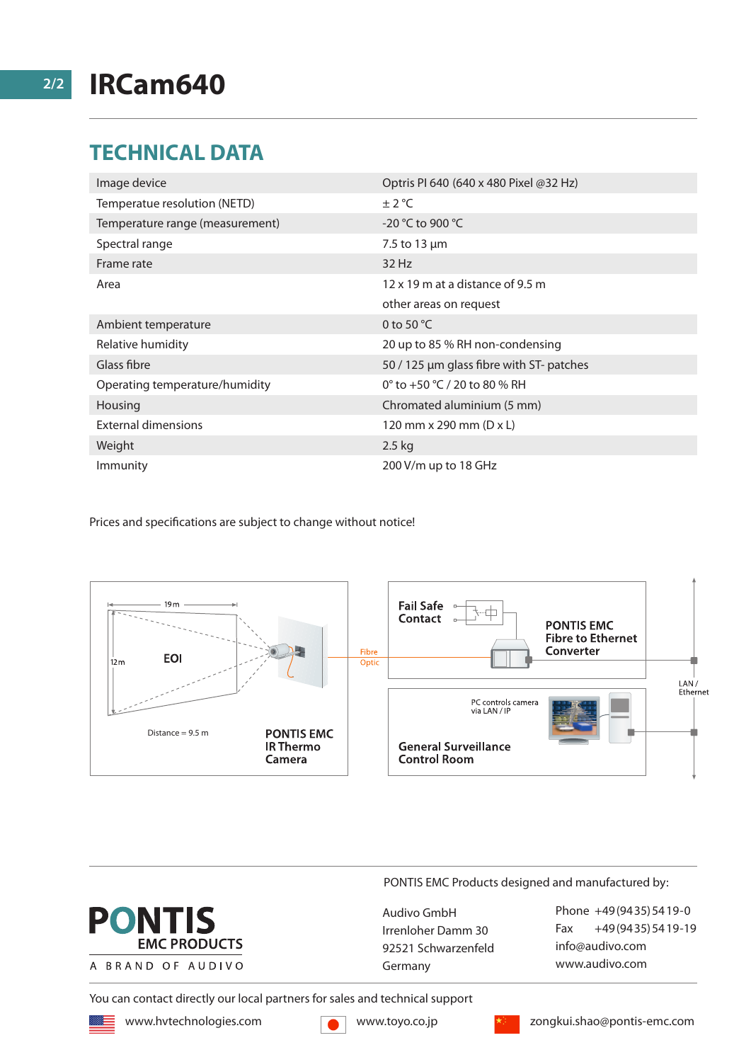# IRCam640

## TECHNICAL DATA

| | |
|---|---|
| Image device | Optris PI 640 (640 x 480 Pixel @32 Hz) |
| Temperatue resolution (NETD) | ± 2 °C |
| Temperatue range (measurement) | -20 °C to 900 °C |
| Spectral range | 7.5 to 13 µm |
| Frame rate | 32 Hz |
| Area | 12 x 19 m at a distance of 9.5 m<br>other areas on request |
| Ambient temperature | 0 to 50 °C |
| Relative humidity | 20 up to 85 % RH non-condensing |
| Glass fibre | 50 / 125 µm glass fibre with ST- patches |
| Operating temperature/humidity | 0° to +50 °C / 20 to 80 % RH |
| Housing | Chromated aluminium (5 mm) |
| External dimensions | 120 mm x 290 mm (D x L) |
| Weight | 2.5 kg |
| Immunity | 200 V/m up to 18 GHz |

Prices and specifications are subject to change without notice!

19 m
12 m
EOI
Distance = 9.5 m
PONTIS EMC IR Thermo Camera
Fibre Optic
Fail Safe Contact
PONTIS EMC Fibre to Ethernet Converter
LAN / Ethernet
PC controls camera via LAN / IP
General Surveillance Control Room

PONTIS EMC Products designed and manufactured by:

PONTIS EMC PRODUCTS
A BRAND OF AUDIVO

Audivo GmbH
Irrenloher Damm 30
92521 Schwarzenfeld
Germany

Phone +49 (9435) 5419-0
Fax +49 (9435) 5419-19
info@audivo.com
www.audivo.com

You can contact directly our local partners for sales and technical support

www.hvtechnologies.com
www.toyo.co.jp
zongkui.shao@pontis-emc.com